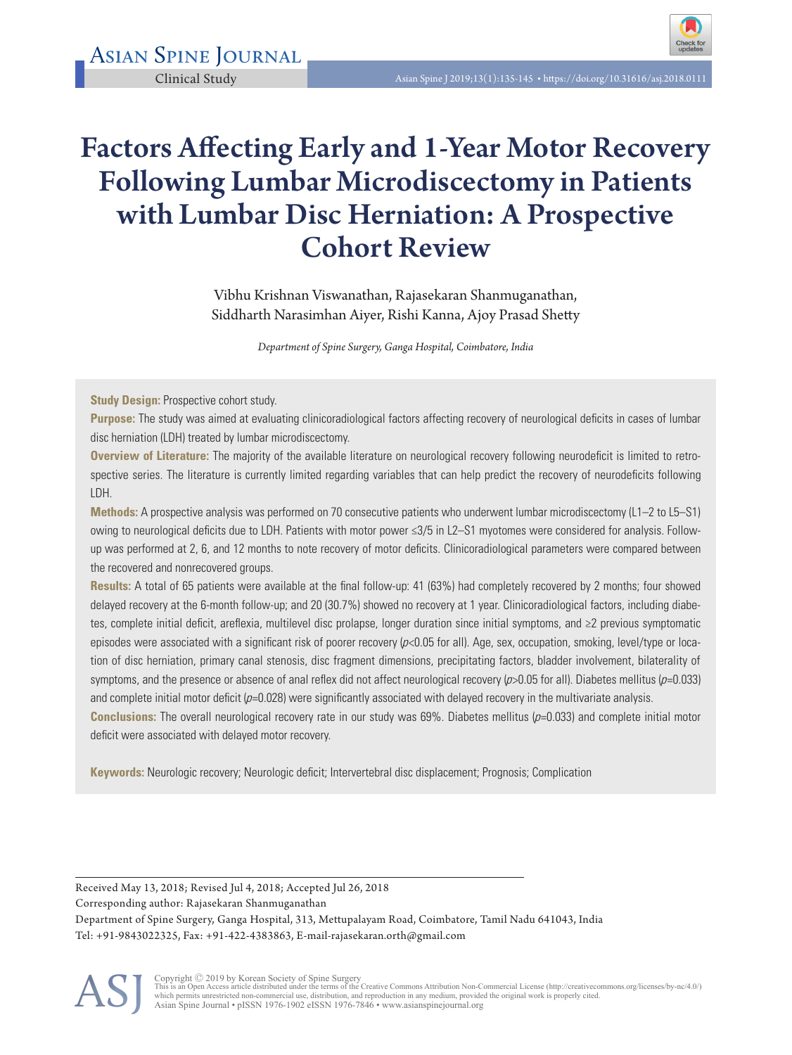Asian Spine Journal

Clinical Study

# Factors Affecting Early and 1-Year Motor Recovery Following Lumbar Microdiscectomy in Patients with Lumbar Disc Herniation: A Prospective Cohort Review

Vibhu Krishnan Viswanathan, Rajasekaran Shanmuganathan, Siddharth Narasimhan Aiyer, Rishi Kanna, Ajoy Prasad Shetty

*Department of Spine Surgery, Ganga Hospital, Coimbatore, India*

**Study Design:** Prospective cohort study.

**Purpose:** The study was aimed at evaluating clinicoradiological factors affecting recovery of neurological deficits in cases of lumbar disc herniation (LDH) treated by lumbar microdiscectomy.

**Overview of Literature:** The majority of the available literature on neurological recovery following neurodeficit is limited to retrospective series. The literature is currently limited regarding variables that can help predict the recovery of neurodeficits following LDH.

**Methods:** A prospective analysis was performed on 70 consecutive patients who underwent lumbar microdiscectomy (L1–2 to L5–S1) owing to neurological deficits due to LDH. Patients with motor power ≤3/5 in L2–S1 myotomes were considered for analysis. Follow-up was performed at 2, 6, and 12 months to note recovery of motor deficits. Clinicoradiological parameters were compared between the recovered and nonrecovered groups.

**Results:** A total of 65 patients were available at the final follow-up: 41 (63%) had completely recovered by 2 months; four showed delayed recovery at the 6-month follow-up; and 20 (30.7%) showed no recovery at 1 year. Clinicoradiological factors, including diabetes, complete initial deficit, areflexia, multilevel disc prolapse, longer duration since initial symptoms, and ≥2 previous symptomatic episodes were associated with a significant risk of poorer recovery ($p<0.05$ for all). Age, sex, occupation, smoking, level/type or location of disc herniation, primary canal stenosis, disc fragment dimensions, precipitating factors, bladder involvement, bilaterality of symptoms, and the presence or absence of anal reflex did not affect neurological recovery ($p>0.05$ for all). Diabetes mellitus ($p=0.033$) and complete initial motor deficit ($p=0.028$) were significantly associated with delayed recovery in the multivariate analysis.

**Conclusions:** The overall neurological recovery rate in our study was 69%. Diabetes mellitus ($p=0.033$) and complete initial motor deficit were associated with delayed motor recovery.

**Keywords:** Neurologic recovery; Neurologic deficit; Intervertebral disc displacement; Prognosis; Complication

Received May 13, 2018; Revised Jul 4, 2018; Accepted Jul 26, 2018

Corresponding author: Rajasekaran Shanmuganathan

Department of Spine Surgery, Ganga Hospital, 313, Mettupalayam Road, Coimbatore, Tamil Nadu 641043, India

Tel: +91-9843022325, Fax: +91-422-4383863, E-mail-rajasekaran.orth@gmail.com

Copyright © 2019 by Korean Society of Spine Surgery

This is an Open Access article distributed under the terms of the Creative Commons Attribution Non-Commercial License (http://creativecommons.org/licenses/by-nc/4.0/) which permits unrestricted non-commercial use, distribution, and reproduction in any medium, provided the original work is properly cited.

Asian Spine Journal • pISSN 1976-1902 eISSN 1976-7846 • www.asianspinejournal.org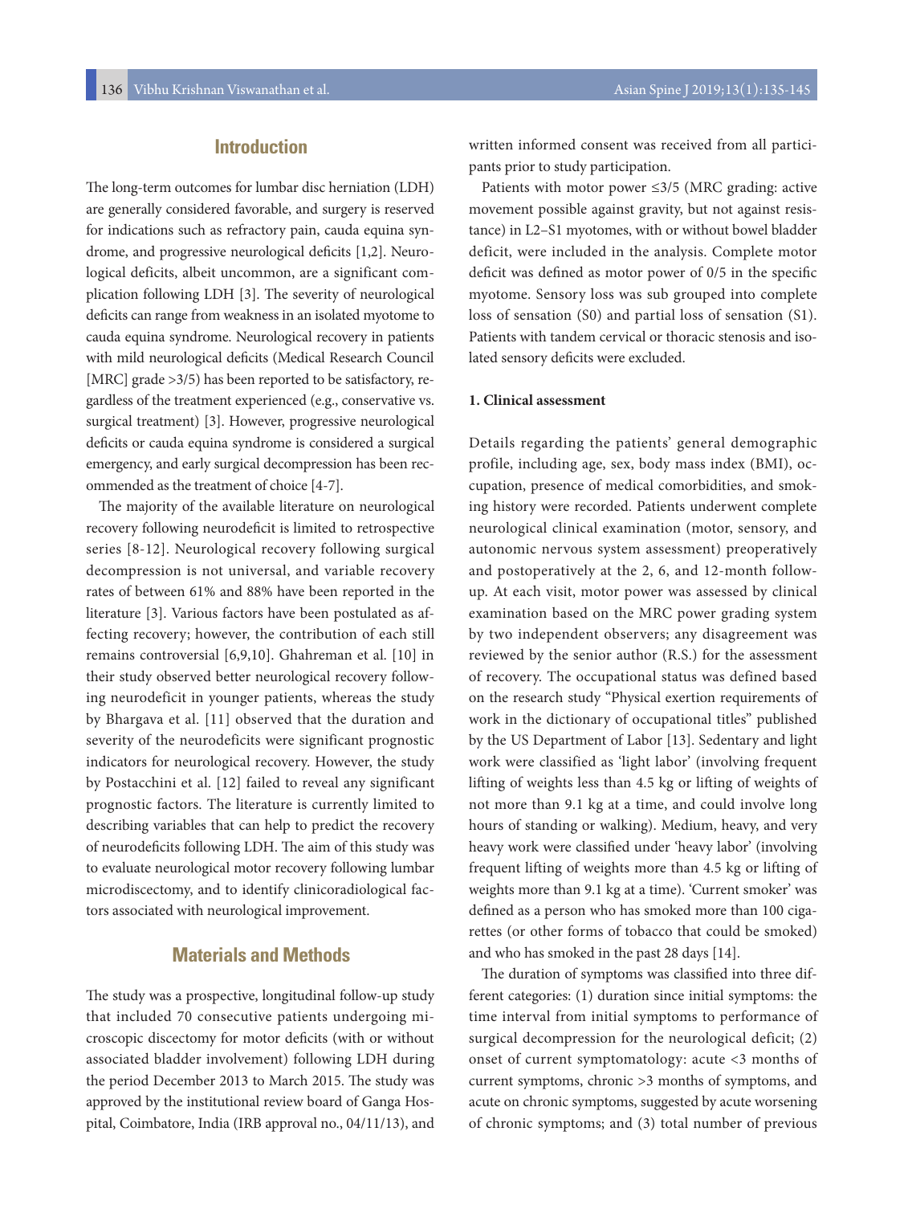## Introduction

The long-term outcomes for lumbar disc herniation (LDH) are generally considered favorable, and surgery is reserved for indications such as refractory pain, cauda equina syndrome, and progressive neurological deficits [1,2]. Neurological deficits, albeit uncommon, are a significant complication following LDH [3]. The severity of neurological deficits can range from weakness in an isolated myotome to cauda equina syndrome. Neurological recovery in patients with mild neurological deficits (Medical Research Council [MRC] grade >3/5) has been reported to be satisfactory, regardless of the treatment experienced (e.g., conservative vs. surgical treatment) [3]. However, progressive neurological deficits or cauda equina syndrome is considered a surgical emergency, and early surgical decompression has been recommended as the treatment of choice [4-7].

The majority of the available literature on neurological recovery following neurodeficit is limited to retrospective series [8-12]. Neurological recovery following surgical decompression is not universal, and variable recovery rates of between 61% and 88% have been reported in the literature [3]. Various factors have been postulated as affecting recovery; however, the contribution of each still remains controversial [6,9,10]. Ghahreman et al. [10] in their study observed better neurological recovery following neurodeficit in younger patients, whereas the study by Bhargava et al. [11] observed that the duration and severity of the neurodeficits were significant prognostic indicators for neurological recovery. However, the study by Postacchini et al. [12] failed to reveal any significant prognostic factors. The literature is currently limited to describing variables that can help to predict the recovery of neurodeficits following LDH. The aim of this study was to evaluate neurological motor recovery following lumbar microdiscectomy, and to identify clinicoradiological factors associated with neurological improvement.

## Materials and Methods

The study was a prospective, longitudinal follow-up study that included 70 consecutive patients undergoing microscopic discectomy for motor deficits (with or without associated bladder involvement) following LDH during the period December 2013 to March 2015. The study was approved by the institutional review board of Ganga Hospital, Coimbatore, India (IRB approval no., 04/11/13), and written informed consent was received from all participants prior to study participation.

Patients with motor power ≤3/5 (MRC grading: active movement possible against gravity, but not against resistance) in L2–S1 myotomes, with or without bowel bladder deficit, were included in the analysis. Complete motor deficit was defined as motor power of 0/5 in the specific myotome. Sensory loss was sub grouped into complete loss of sensation (S0) and partial loss of sensation (S1). Patients with tandem cervical or thoracic stenosis and isolated sensory deficits were excluded.

### 1. Clinical assessment

Details regarding the patients' general demographic profile, including age, sex, body mass index (BMI), occupation, presence of medical comorbidities, and smoking history were recorded. Patients underwent complete neurological clinical examination (motor, sensory, and autonomic nervous system assessment) preoperatively and postoperatively at the 2, 6, and 12-month follow-up. At each visit, motor power was assessed by clinical examination based on the MRC power grading system by two independent observers; any disagreement was reviewed by the senior author (R.S.) for the assessment of recovery. The occupational status was defined based on the research study "Physical exertion requirements of work in the dictionary of occupational titles" published by the US Department of Labor [13]. Sedentary and light work were classified as 'light labor' (involving frequent lifting of weights less than 4.5 kg or lifting of weights of not more than 9.1 kg at a time, and could involve long hours of standing or walking). Medium, heavy, and very heavy work were classified under 'heavy labor' (involving frequent lifting of weights more than 4.5 kg or lifting of weights more than 9.1 kg at a time). 'Current smoker' was defined as a person who has smoked more than 100 cigarettes (or other forms of tobacco that could be smoked) and who has smoked in the past 28 days [14].

The duration of symptoms was classified into three different categories: (1) duration since initial symptoms: the time interval from initial symptoms to performance of surgical decompression for the neurological deficit; (2) onset of current symptomatology: acute <3 months of current symptoms, chronic >3 months of symptoms, and acute on chronic symptoms, suggested by acute worsening of chronic symptoms; and (3) total number of previous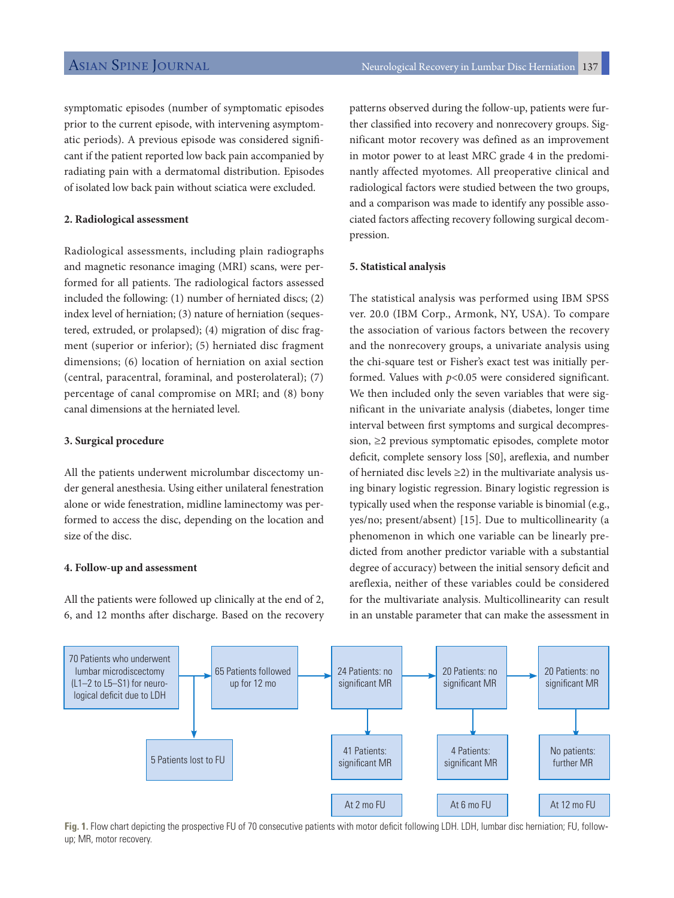symptomatic episodes (number of symptomatic episodes prior to the current episode, with intervening asymptomatic periods). A previous episode was considered significant if the patient reported low back pain accompanied by radiating pain with a dermatomal distribution. Episodes of isolated low back pain without sciatica were excluded.

#### 2. Radiological assessment

Radiological assessments, including plain radiographs and magnetic resonance imaging (MRI) scans, were performed for all patients. The radiological factors assessed included the following: (1) number of herniated discs; (2) index level of herniation; (3) nature of herniation (sequestered, extruded, or prolapsed); (4) migration of disc fragment (superior or inferior); (5) herniated disc fragment dimensions; (6) location of herniation on axial section (central, paracentral, foraminal, and posterolateral); (7) percentage of canal compromise on MRI; and (8) bony canal dimensions at the herniated level.

#### 3. Surgical procedure

All the patients underwent microlumbar discectomy under general anesthesia. Using either unilateral fenestration alone or wide fenestration, midline laminectomy was performed to access the disc, depending on the location and size of the disc.

#### 4. Follow-up and assessment

All the patients were followed up clinically at the end of 2, 6, and 12 months after discharge. Based on the recovery patterns observed during the follow-up, patients were further classified into recovery and nonrecovery groups. Significant motor recovery was defined as an improvement in motor power to at least MRC grade 4 in the predominantly affected myotomes. All preoperative clinical and radiological factors were studied between the two groups, and a comparison was made to identify any possible associated factors affecting recovery following surgical decompression.

#### 5. Statistical analysis

The statistical analysis was performed using IBM SPSS ver. 20.0 (IBM Corp., Armonk, NY, USA). To compare the association of various factors between the recovery and the nonrecovery groups, a univariate analysis using the chi-square test or Fisher's exact test was initially performed. Values with $p<0.05$ were considered significant. We then included only the seven variables that were significant in the univariate analysis (diabetes, longer time interval between first symptoms and surgical decompression, ≥2 previous symptomatic episodes, complete motor deficit, complete sensory loss [S0], areflexia, and number of herniated disc levels ≥2) in the multivariate analysis using binary logistic regression. Binary logistic regression is typically used when the response variable is binomial (e.g., yes/no; present/absent) [15]. Due to multicollinearity (a phenomenon in which one variable can be linearly predicted from another predictor variable with a substantial degree of accuracy) between the initial sensory deficit and areflexia, neither of these variables could be considered for the multivariate analysis. Multicollinearity can result in an unstable parameter that can make the assessment in

70 Patients who underwent lumbar microdiscectomy (L1–2 to L5–S1) for neurological deficit due to LDH → 65 Patients followed up for 12 mo; 5 Patients lost to FU

At 2 mo FU: 24 Patients: no significant MR; 41 Patients: significant MR

At 6 mo FU: 20 Patients: no significant MR; 4 Patients: significant MR

At 12 mo FU: 20 Patients: no significant MR; No patients: further MR

**Fig. 1.** Flow chart depicting the prospective FU of 70 consecutive patients with motor deficit following LDH. LDH, lumbar disc herniation; FU, follow-up; MR, motor recovery.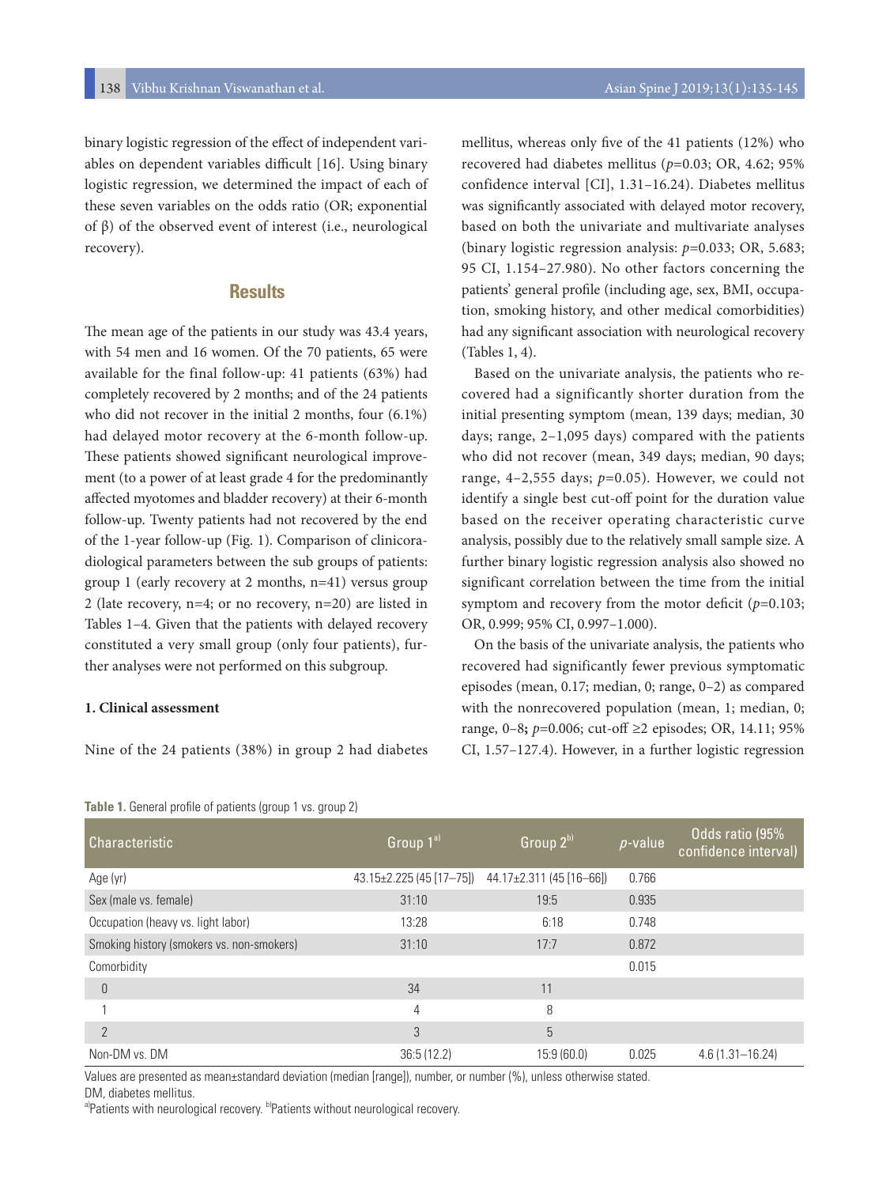binary logistic regression of the effect of independent variables on dependent variables difficult [16]. Using binary logistic regression, we determined the impact of each of these seven variables on the odds ratio (OR; exponential of β) of the observed event of interest (i.e., neurological recovery).

## Results

The mean age of the patients in our study was 43.4 years, with 54 men and 16 women. Of the 70 patients, 65 were available for the final follow-up: 41 patients (63%) had completely recovered by 2 months; and of the 24 patients who did not recover in the initial 2 months, four (6.1%) had delayed motor recovery at the 6-month follow-up. These patients showed significant neurological improvement (to a power of at least grade 4 for the predominantly affected myotomes and bladder recovery) at their 6-month follow-up. Twenty patients had not recovered by the end of the 1-year follow-up (Fig. 1). Comparison of clinicoradiological parameters between the sub groups of patients: group 1 (early recovery at 2 months, n=41) versus group 2 (late recovery, n=4; or no recovery, n=20) are listed in Tables 1–4. Given that the patients with delayed recovery constituted a very small group (only four patients), further analyses were not performed on this subgroup.

### 1. Clinical assessment

Nine of the 24 patients (38%) in group 2 had diabetes mellitus, whereas only five of the 41 patients (12%) who recovered had diabetes mellitus (*p*=0.03; OR, 4.62; 95% confidence interval [CI], 1.31–16.24). Diabetes mellitus was significantly associated with delayed motor recovery, based on both the univariate and multivariate analyses (binary logistic regression analysis: *p*=0.033; OR, 5.683; 95 CI, 1.154–27.980). No other factors concerning the patients' general profile (including age, sex, BMI, occupation, smoking history, and other medical comorbidities) had any significant association with neurological recovery (Tables 1, 4).

Based on the univariate analysis, the patients who recovered had a significantly shorter duration from the initial presenting symptom (mean, 139 days; median, 30 days; range, 2–1,095 days) compared with the patients who did not recover (mean, 349 days; median, 90 days; range, 4–2,555 days; *p*=0.05). However, we could not identify a single best cut-off point for the duration value based on the receiver operating characteristic curve analysis, possibly due to the relatively small sample size. A further binary logistic regression analysis also showed no significant correlation between the time from the initial symptom and recovery from the motor deficit (*p*=0.103; OR, 0.999; 95% CI, 0.997–1.000).

On the basis of the univariate analysis, the patients who recovered had significantly fewer previous symptomatic episodes (mean, 0.17; median, 0; range, 0–2) as compared with the nonrecovered population (mean, 1; median, 0; range, 0–8**;** *p*=0.006; cut-off ≥2 episodes; OR, 14.11; 95% CI, 1.57–127.4). However, in a further logistic regression

**Table 1.** General profile of patients (group 1 vs. group 2)

| Characteristic | Group 1[a] | Group 2[b] | *p*-value | Odds ratio (95% confidence interval) |
|---|---|---|---|---|
| Age (yr) | 43.15±2.225 (45 [17–75]) | 44.17±2.311 (45 [16–66]) | 0.766 | |
| Sex (male vs. female) | 31:10 | 19:5 | 0.935 | |
| Occupation (heavy vs. light labor) | 13:28 | 6:18 | 0.748 | |
| Smoking history (smokers vs. non-smokers) | 31:10 | 17:7 | 0.872 | |
| Comorbidity | | | 0.015 | |
| 0 | 34 | 11 | | |
| 1 | 4 | 8 | | |
| 2 | 3 | 5 | | |
| Non-DM vs. DM | 36:5 (12.2) | 15:9 (60.0) | 0.025 | 4.6 (1.31–16.24) |

Values are presented as mean±standard deviation (median [range]), number, or number (%), unless otherwise stated.
DM, diabetes mellitus.
[a]Patients with neurological recovery. [b]Patients without neurological recovery.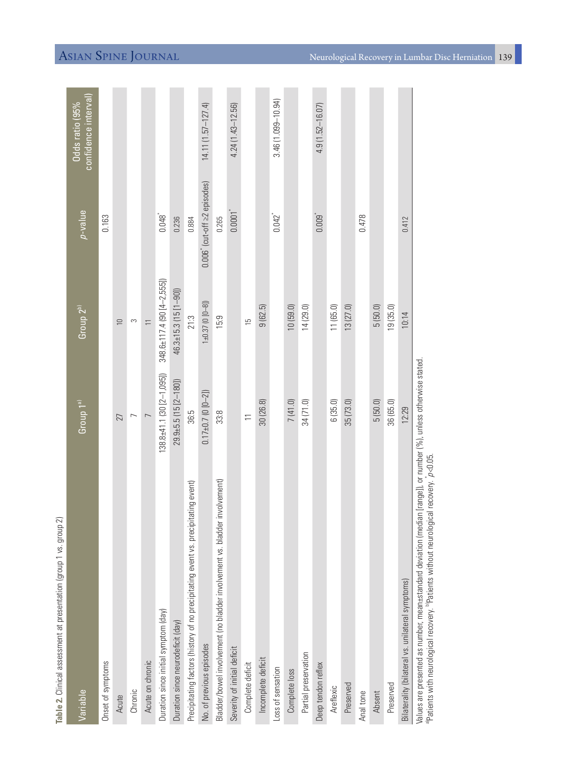**Table 2.** Clinical assessment at presentation (group 1 vs. group 2)

| Variable | Group 1[a] | Group 2[b] | $p$-value | Odds ratio (95% confidence interval) |
|---|---|---|---|---|
| Onset of symptoms | | | 0.163 | |
| Acute | 27 | 10 | | |
| Chronic | 7 | 3 | | |
| Acute on chronic | 7 | 11 | | |
| Duration since initial symptom (day) | 138.8±41.1 (30 [2–1,095]) | 348.6±117.4 (90 [4–2,555]) | 0.048* | |
| Duration since neurodeficit (day) | 29.9±5.5 (15 [2–180]) | 46.3±15.3 (15 [1–90]) | 0.236 | |
| Precipitating factors (history of no precipitating event vs. precipitating event) | 36:5 | 21:3 | 0.884 | |
| No. of previous episodes | 0.17±0.7 (0 [0–2]) | 1±0.37 (0 [0–8]) | 0.006* (cut-off ≥2 episodes) | 14.11 (1.57–127.4) |
| Bladder/bowel involvement (no bladder involvement vs. bladder involvement) | 33:8 | 15:9 | 0.265 | |
| Severity of initial deficit | | | 0.0001* | 4.24 (1.43–12.56) |
| Complete deficit | 11 | 15 | | |
| Incomplete deficit | 30 (26.8) | 9 (62.5) | | |
| Loss of sensation | | | 0.042* | 3.46 (1.099–10.94) |
| Complete loss | 7 (41.0) | 10 (59.0) | | |
| Partial preservation | 34 (71.0) | 14 (29.0) | | |
| Deep tendon reflex | | | 0.009* | 4.9 (1.52–16.07) |
| Areflexic | 6 (35.0) | 11 (65.0) | | |
| Preserved | 35 (73.0) | 13 (27.0) | | |
| Anal tone | | | 0.478 | |
| Absent | 5 (50.0) | 5 (50.0) | | |
| Preserved | 36 (65.0) | 19 (35.0) | | |
| Bilaterality (bilateral vs. unilateral symptoms) | 12:29 | 10:14 | 0.412 | |

Values are presented as number, mean±standard deviation (median [range]), or number (%), unless otherwise stated.
[a]Patients with neurological recovery. [b]Patients without neurological recovery. *$p<0.05$.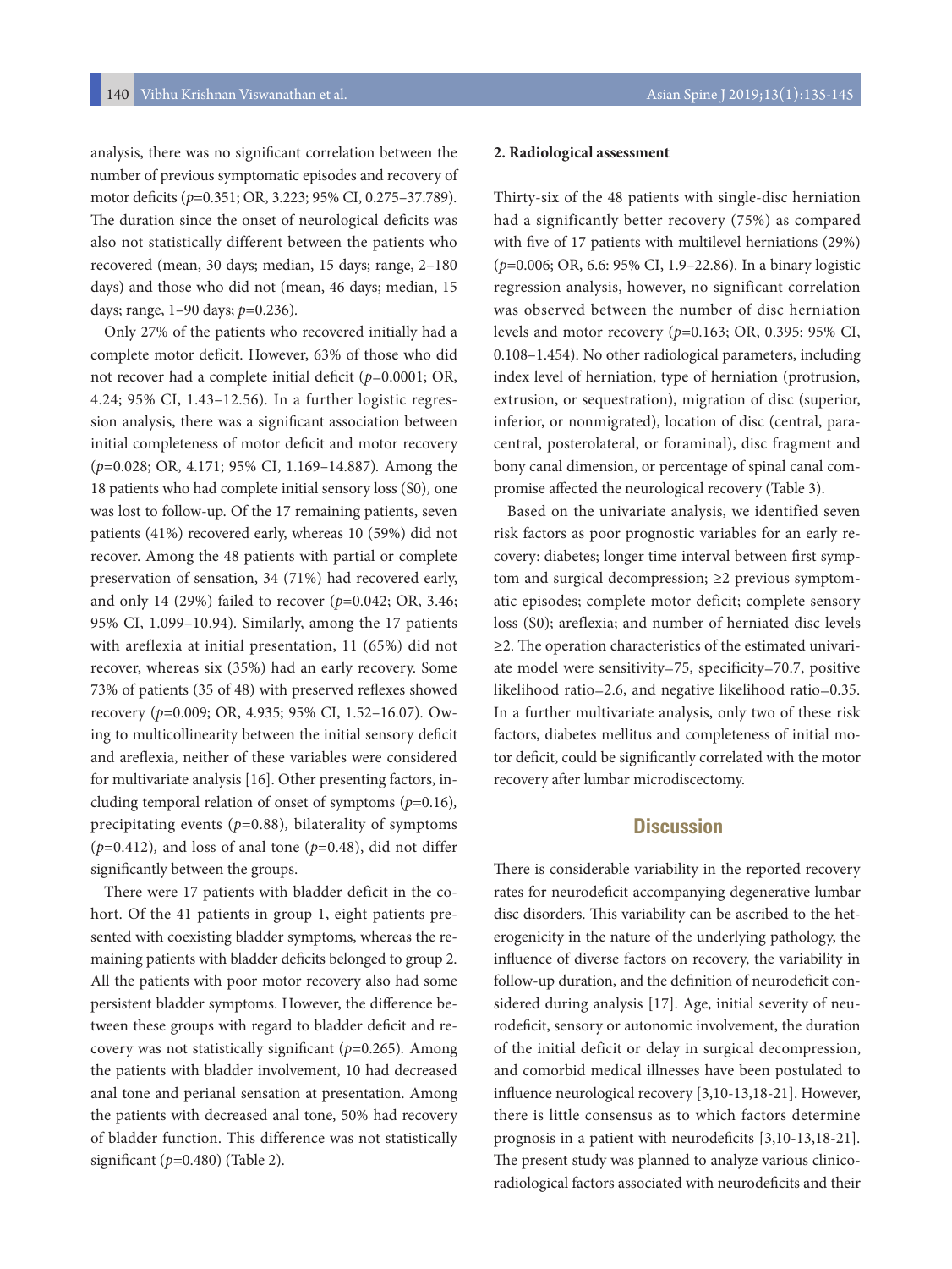analysis, there was no significant correlation between the number of previous symptomatic episodes and recovery of motor deficits (*p*=0.351; OR, 3.223; 95% CI, 0.275–37.789). The duration since the onset of neurological deficits was also not statistically different between the patients who recovered (mean, 30 days; median, 15 days; range, 2–180 days) and those who did not (mean, 46 days; median, 15 days; range, 1–90 days; *p*=0.236).

Only 27% of the patients who recovered initially had a complete motor deficit. However, 63% of those who did not recover had a complete initial deficit (*p*=0.0001; OR, 4.24; 95% CI, 1.43–12.56). In a further logistic regression analysis, there was a significant association between initial completeness of motor deficit and motor recovery (*p*=0.028; OR, 4.171; 95% CI, 1.169–14.887). Among the 18 patients who had complete initial sensory loss (S0), one was lost to follow-up. Of the 17 remaining patients, seven patients (41%) recovered early, whereas 10 (59%) did not recover. Among the 48 patients with partial or complete preservation of sensation, 34 (71%) had recovered early, and only 14 (29%) failed to recover (*p*=0.042; OR, 3.46; 95% CI, 1.099–10.94). Similarly, among the 17 patients with areflexia at initial presentation, 11 (65%) did not recover, whereas six (35%) had an early recovery. Some 73% of patients (35 of 48) with preserved reflexes showed recovery (*p*=0.009; OR, 4.935; 95% CI, 1.52–16.07). Owing to multicollinearity between the initial sensory deficit and areflexia, neither of these variables were considered for multivariate analysis [16]. Other presenting factors, including temporal relation of onset of symptoms (*p*=0.16), precipitating events (*p*=0.88), bilaterality of symptoms (*p*=0.412), and loss of anal tone (*p*=0.48), did not differ significantly between the groups.

There were 17 patients with bladder deficit in the cohort. Of the 41 patients in group 1, eight patients presented with coexisting bladder symptoms, whereas the remaining patients with bladder deficits belonged to group 2. All the patients with poor motor recovery also had some persistent bladder symptoms. However, the difference between these groups with regard to bladder deficit and recovery was not statistically significant (*p*=0.265). Among the patients with bladder involvement, 10 had decreased anal tone and perianal sensation at presentation. Among the patients with decreased anal tone, 50% had recovery of bladder function. This difference was not statistically significant (*p*=0.480) (Table 2).

### 2. Radiological assessment

Thirty-six of the 48 patients with single-disc herniation had a significantly better recovery (75%) as compared with five of 17 patients with multilevel herniations (29%) (*p*=0.006; OR, 6.6: 95% CI, 1.9–22.86). In a binary logistic regression analysis, however, no significant correlation was observed between the number of disc herniation levels and motor recovery (*p*=0.163; OR, 0.395: 95% CI, 0.108–1.454). No other radiological parameters, including index level of herniation, type of herniation (protrusion, extrusion, or sequestration), migration of disc (superior, inferior, or nonmigrated), location of disc (central, paracentral, posterolateral, or foraminal), disc fragment and bony canal dimension, or percentage of spinal canal compromise affected the neurological recovery (Table 3).

Based on the univariate analysis, we identified seven risk factors as poor prognostic variables for an early recovery: diabetes; longer time interval between first symptom and surgical decompression; ≥2 previous symptomatic episodes; complete motor deficit; complete sensory loss (S0); areflexia; and number of herniated disc levels ≥2. The operation characteristics of the estimated univariate model were sensitivity=75, specificity=70.7, positive likelihood ratio=2.6, and negative likelihood ratio=0.35. In a further multivariate analysis, only two of these risk factors, diabetes mellitus and completeness of initial motor deficit, could be significantly correlated with the motor recovery after lumbar microdiscectomy.

## Discussion

There is considerable variability in the reported recovery rates for neurodeficit accompanying degenerative lumbar disc disorders. This variability can be ascribed to the heterogenicity in the nature of the underlying pathology, the influence of diverse factors on recovery, the variability in follow-up duration, and the definition of neurodeficit considered during analysis [17]. Age, initial severity of neurodeficit, sensory or autonomic involvement, the duration of the initial deficit or delay in surgical decompression, and comorbid medical illnesses have been postulated to influence neurological recovery [3,10-13,18-21]. However, there is little consensus as to which factors determine prognosis in a patient with neurodeficits [3,10-13,18-21]. The present study was planned to analyze various clinicoradiological factors associated with neurodeficits and their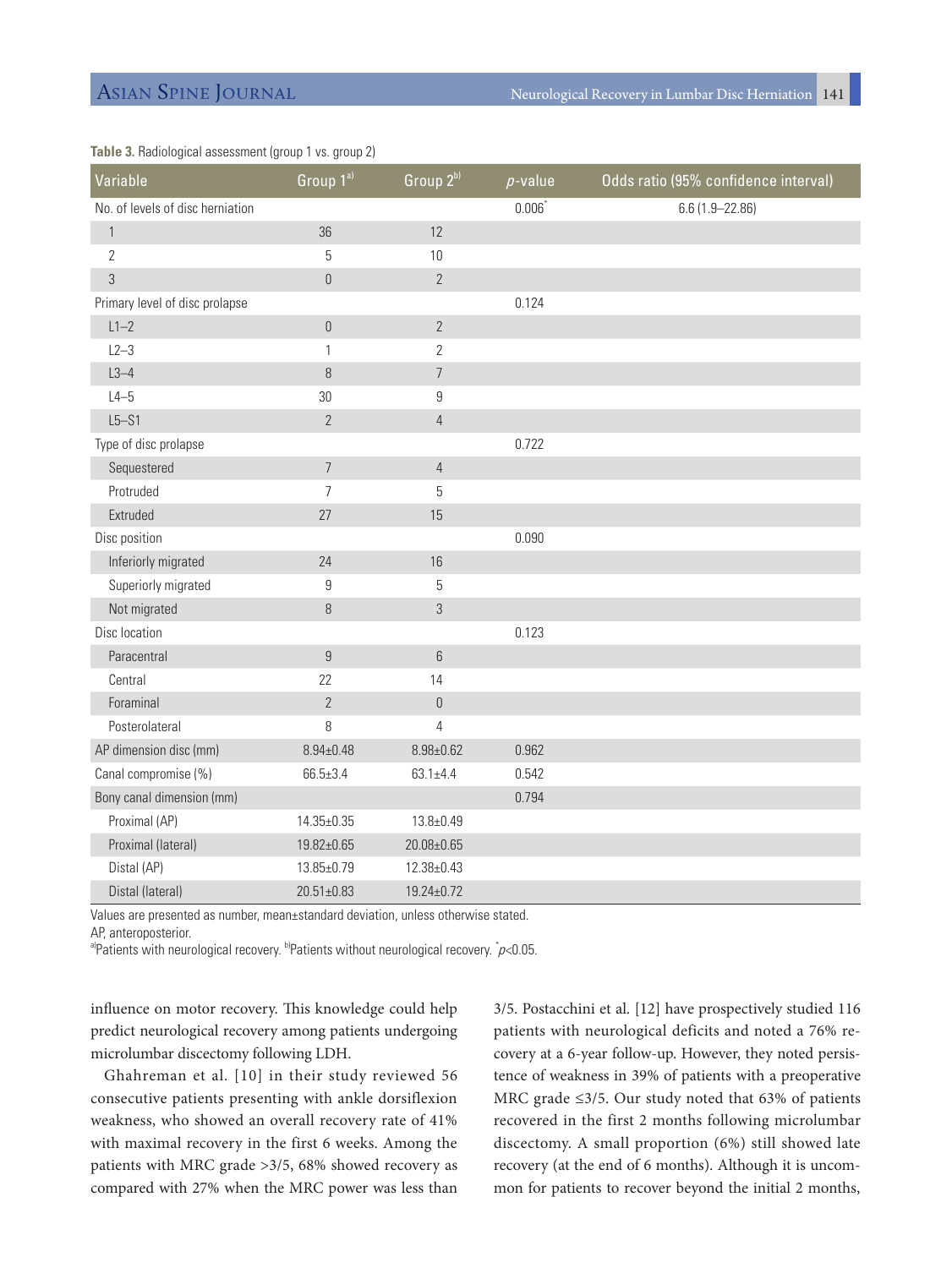**Table 3.** Radiological assessment (group 1 vs. group 2)

| Variable | Group 1[a)] | Group 2[b)] | *p*-value | Odds ratio (95% confidence interval) |
|---|---|---|---|---|
| No. of levels of disc herniation | | | 0.006* | 6.6 (1.9–22.86) |
| 1 | 36 | 12 | | |
| 2 | 5 | 10 | | |
| 3 | 0 | 2 | | |
| Primary level of disc prolapse | | | 0.124 | |
| L1–2 | 0 | 2 | | |
| L2–3 | 1 | 2 | | |
| L3–4 | 8 | 7 | | |
| L4–5 | 30 | 9 | | |
| L5–S1 | 2 | 4 | | |
| Type of disc prolapse | | | 0.722 | |
| Sequestered | 7 | 4 | | |
| Protruded | 7 | 5 | | |
| Extruded | 27 | 15 | | |
| Disc position | | | 0.090 | |
| Inferiorly migrated | 24 | 16 | | |
| Superiorly migrated | 9 | 5 | | |
| Not migrated | 8 | 3 | | |
| Disc location | | | 0.123 | |
| Paracentral | 9 | 6 | | |
| Central | 22 | 14 | | |
| Foraminal | 2 | 0 | | |
| Posterolateral | 8 | 4 | | |
| AP dimension disc (mm) | 8.94±0.48 | 8.98±0.62 | 0.962 | |
| Canal compromise (%) | 66.5±3.4 | 63.1±4.4 | 0.542 | |
| Bony canal dimension (mm) | | | 0.794 | |
| Proximal (AP) | 14.35±0.35 | 13.8±0.49 | | |
| Proximal (lateral) | 19.82±0.65 | 20.08±0.65 | | |
| Distal (AP) | 13.85±0.79 | 12.38±0.43 | | |
| Distal (lateral) | 20.51±0.83 | 19.24±0.72 | | |

Values are presented as number, mean±standard deviation, unless otherwise stated.
AP, anteroposterior.
[a)]Patients with neurological recovery. [b)]Patients without neurological recovery. *$p<0.05$.

influence on motor recovery. This knowledge could help predict neurological recovery among patients undergoing microlumbar discectomy following LDH.

Ghahreman et al. [10] in their study reviewed 56 consecutive patients presenting with ankle dorsiflexion weakness, who showed an overall recovery rate of 41% with maximal recovery in the first 6 weeks. Among the patients with MRC grade >3/5, 68% showed recovery as compared with 27% when the MRC power was less than 3/5. Postacchini et al. [12] have prospectively studied 116 patients with neurological deficits and noted a 76% recovery at a 6-year follow-up. However, they noted persistence of weakness in 39% of patients with a preoperative MRC grade ≤3/5. Our study noted that 63% of patients recovered in the first 2 months following microlumbar discectomy. A small proportion (6%) still showed late recovery (at the end of 6 months). Although it is uncommon for patients to recover beyond the initial 2 months,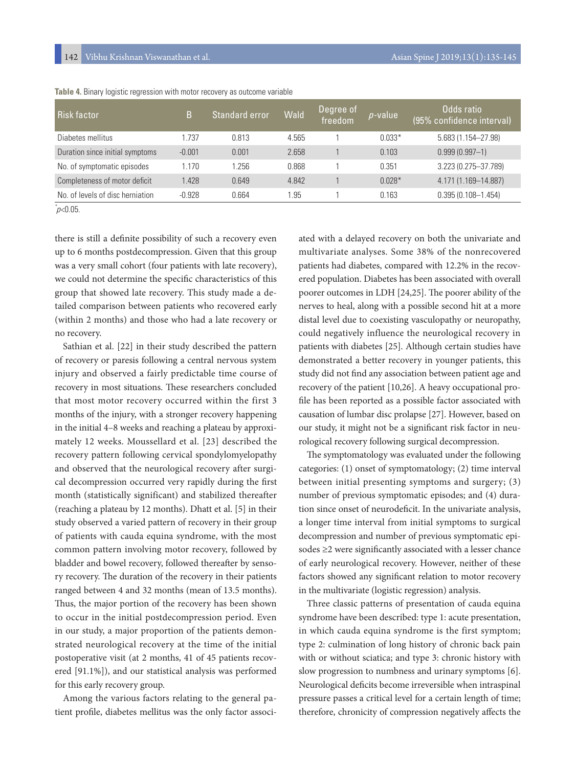**Table 4.** Binary logistic regression with motor recovery as outcome variable

| Risk factor | B | Standard error | Wald | Degree of freedom | $p$-value | Odds ratio (95% confidence interval) |
|---|---|---|---|---|---|---|
| Diabetes mellitus | 1.737 | 0.813 | 4.565 | 1 | 0.033* | 5.683 (1.154–27.98) |
| Duration since initial symptoms | -0.001 | 0.001 | 2.658 | 1 | 0.103 | 0.999 (0.997–1) |
| No. of symptomatic episodes | 1.170 | 1.256 | 0.868 | 1 | 0.351 | 3.223 (0.275–37.789) |
| Completeness of motor deficit | 1.428 | 0.649 | 4.842 | 1 | 0.028* | 4.171 (1.169–14.887) |
| No. of levels of disc herniation | -0.928 | 0.664 | 1.95 | 1 | 0.163 | 0.395 (0.108–1.454) |

*$p<0.05$.

there is still a definite possibility of such a recovery even up to 6 months postdecompression. Given that this group was a very small cohort (four patients with late recovery), we could not determine the specific characteristics of this group that showed late recovery. This study made a detailed comparison between patients who recovered early (within 2 months) and those who had a late recovery or no recovery.

Sathian et al. [22] in their study described the pattern of recovery or paresis following a central nervous system injury and observed a fairly predictable time course of recovery in most situations. These researchers concluded that most motor recovery occurred within the first 3 months of the injury, with a stronger recovery happening in the initial 4–8 weeks and reaching a plateau by approximately 12 weeks. Moussellard et al. [23] described the recovery pattern following cervical spondylomyelopathy and observed that the neurological recovery after surgical decompression occurred very rapidly during the first month (statistically significant) and stabilized thereafter (reaching a plateau by 12 months). Dhatt et al. [5] in their study observed a varied pattern of recovery in their group of patients with cauda equina syndrome, with the most common pattern involving motor recovery, followed by bladder and bowel recovery, followed thereafter by sensory recovery. The duration of the recovery in their patients ranged between 4 and 32 months (mean of 13.5 months). Thus, the major portion of the recovery has been shown to occur in the initial postdecompression period. Even in our study, a major proportion of the patients demonstrated neurological recovery at the time of the initial postoperative visit (at 2 months, 41 of 45 patients recovered [91.1%]), and our statistical analysis was performed for this early recovery group.

Among the various factors relating to the general patient profile, diabetes mellitus was the only factor associated with a delayed recovery on both the univariate and multivariate analyses. Some 38% of the nonrecovered patients had diabetes, compared with 12.2% in the recovered population. Diabetes has been associated with overall poorer outcomes in LDH [24,25]. The poorer ability of the nerves to heal, along with a possible second hit at a more distal level due to coexisting vasculopathy or neuropathy, could negatively influence the neurological recovery in patients with diabetes [25]. Although certain studies have demonstrated a better recovery in younger patients, this study did not find any association between patient age and recovery of the patient [10,26]. A heavy occupational profile has been reported as a possible factor associated with causation of lumbar disc prolapse [27]. However, based on our study, it might not be a significant risk factor in neurological recovery following surgical decompression.

The symptomatology was evaluated under the following categories: (1) onset of symptomatology; (2) time interval between initial presenting symptoms and surgery; (3) number of previous symptomatic episodes; and (4) duration since onset of neurodeficit. In the univariate analysis, a longer time interval from initial symptoms to surgical decompression and number of previous symptomatic episodes ≥2 were significantly associated with a lesser chance of early neurological recovery. However, neither of these factors showed any significant relation to motor recovery in the multivariate (logistic regression) analysis.

Three classic patterns of presentation of cauda equina syndrome have been described: type 1: acute presentation, in which cauda equina syndrome is the first symptom; type 2: culmination of long history of chronic back pain with or without sciatica; and type 3: chronic history with slow progression to numbness and urinary symptoms [6]. Neurological deficits become irreversible when intraspinal pressure passes a critical level for a certain length of time; therefore, chronicity of compression negatively affects the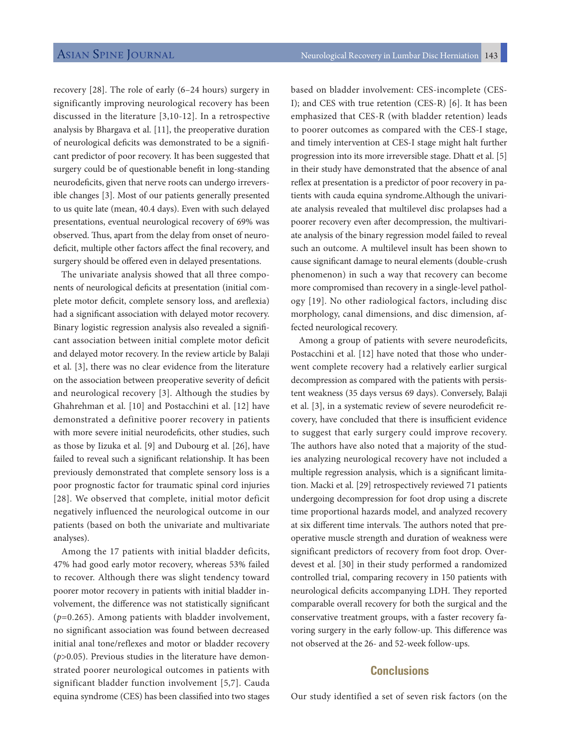recovery [28]. The role of early (6–24 hours) surgery in significantly improving neurological recovery has been discussed in the literature [3,10-12]. In a retrospective analysis by Bhargava et al. [11], the preoperative duration of neurological deficits was demonstrated to be a significant predictor of poor recovery. It has been suggested that surgery could be of questionable benefit in long-standing neurodeficits, given that nerve roots can undergo irreversible changes [3]. Most of our patients generally presented to us quite late (mean, 40.4 days). Even with such delayed presentations, eventual neurological recovery of 69% was observed. Thus, apart from the delay from onset of neurodeficit, multiple other factors affect the final recovery, and surgery should be offered even in delayed presentations.

The univariate analysis showed that all three components of neurological deficits at presentation (initial complete motor deficit, complete sensory loss, and areflexia) had a significant association with delayed motor recovery. Binary logistic regression analysis also revealed a significant association between initial complete motor deficit and delayed motor recovery. In the review article by Balaji et al. [3], there was no clear evidence from the literature on the association between preoperative severity of deficit and neurological recovery [3]. Although the studies by Ghahrehman et al. [10] and Postacchini et al. [12] have demonstrated a definitive poorer recovery in patients with more severe initial neurodeficits, other studies, such as those by Iizuka et al. [9] and Dubourg et al. [26], have failed to reveal such a significant relationship. It has been previously demonstrated that complete sensory loss is a poor prognostic factor for traumatic spinal cord injuries [28]. We observed that complete, initial motor deficit negatively influenced the neurological outcome in our patients (based on both the univariate and multivariate analyses).

Among the 17 patients with initial bladder deficits, 47% had good early motor recovery, whereas 53% failed to recover. Although there was slight tendency toward poorer motor recovery in patients with initial bladder involvement, the difference was not statistically significant ($p$=0.265). Among patients with bladder involvement, no significant association was found between decreased initial anal tone/reflexes and motor or bladder recovery ($p$>0.05). Previous studies in the literature have demonstrated poorer neurological outcomes in patients with significant bladder function involvement [5,7]. Cauda equina syndrome (CES) has been classified into two stages based on bladder involvement: CES-incomplete (CES-I); and CES with true retention (CES-R) [6]. It has been emphasized that CES-R (with bladder retention) leads to poorer outcomes as compared with the CES-I stage, and timely intervention at CES-I stage might halt further progression into its more irreversible stage. Dhatt et al. [5] in their study have demonstrated that the absence of anal reflex at presentation is a predictor of poor recovery in patients with cauda equina syndrome.Although the univariate analysis revealed that multilevel disc prolapses had a poorer recovery even after decompression, the multivariate analysis of the binary regression model failed to reveal such an outcome. A multilevel insult has been shown to cause significant damage to neural elements (double-crush phenomenon) in such a way that recovery can become more compromised than recovery in a single-level pathology [19]. No other radiological factors, including disc morphology, canal dimensions, and disc dimension, affected neurological recovery.

Among a group of patients with severe neurodeficits, Postacchini et al. [12] have noted that those who underwent complete recovery had a relatively earlier surgical decompression as compared with the patients with persistent weakness (35 days versus 69 days). Conversely, Balaji et al. [3], in a systematic review of severe neurodeficit recovery, have concluded that there is insufficient evidence to suggest that early surgery could improve recovery. The authors have also noted that a majority of the studies analyzing neurological recovery have not included a multiple regression analysis, which is a significant limitation. Macki et al. [29] retrospectively reviewed 71 patients undergoing decompression for foot drop using a discrete time proportional hazards model, and analyzed recovery at six different time intervals. The authors noted that preoperative muscle strength and duration of weakness were significant predictors of recovery from foot drop. Overdevest et al. [30] in their study performed a randomized controlled trial, comparing recovery in 150 patients with neurological deficits accompanying LDH. They reported comparable overall recovery for both the surgical and the conservative treatment groups, with a faster recovery favoring surgery in the early follow-up. This difference was not observed at the 26- and 52-week follow-ups.

## Conclusions

Our study identified a set of seven risk factors (on the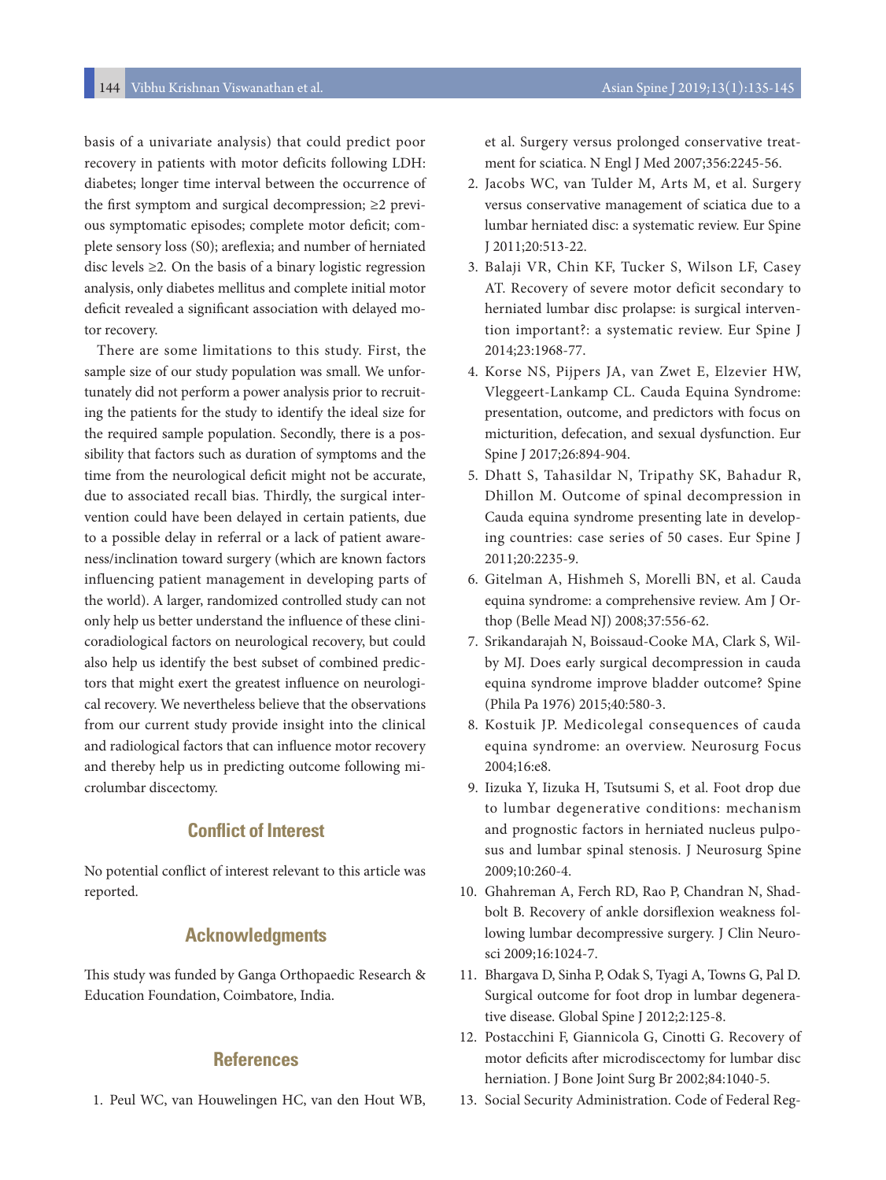basis of a univariate analysis) that could predict poor recovery in patients with motor deficits following LDH: diabetes; longer time interval between the occurrence of the first symptom and surgical decompression; ≥2 previous symptomatic episodes; complete motor deficit; complete sensory loss (S0); areflexia; and number of herniated disc levels ≥2. On the basis of a binary logistic regression analysis, only diabetes mellitus and complete initial motor deficit revealed a significant association with delayed motor recovery.

There are some limitations to this study. First, the sample size of our study population was small. We unfortunately did not perform a power analysis prior to recruiting the patients for the study to identify the ideal size for the required sample population. Secondly, there is a possibility that factors such as duration of symptoms and the time from the neurological deficit might not be accurate, due to associated recall bias. Thirdly, the surgical intervention could have been delayed in certain patients, due to a possible delay in referral or a lack of patient awareness/inclination toward surgery (which are known factors influencing patient management in developing parts of the world). A larger, randomized controlled study can not only help us better understand the influence of these clinicoradiological factors on neurological recovery, but could also help us identify the best subset of combined predictors that might exert the greatest influence on neurological recovery. We nevertheless believe that the observations from our current study provide insight into the clinical and radiological factors that can influence motor recovery and thereby help us in predicting outcome following microlumbar discectomy.

## Conflict of Interest

No potential conflict of interest relevant to this article was reported.

## Acknowledgments

This study was funded by Ganga Orthopaedic Research & Education Foundation, Coimbatore, India.

## References

1. Peul WC, van Houwelingen HC, van den Hout WB, et al. Surgery versus prolonged conservative treatment for sciatica. N Engl J Med 2007;356:2245-56.
2. Jacobs WC, van Tulder M, Arts M, et al. Surgery versus conservative management of sciatica due to a lumbar herniated disc: a systematic review. Eur Spine J 2011;20:513-22.
3. Balaji VR, Chin KF, Tucker S, Wilson LF, Casey AT. Recovery of severe motor deficit secondary to herniated lumbar disc prolapse: is surgical intervention important?: a systematic review. Eur Spine J 2014;23:1968-77.
4. Korse NS, Pijpers JA, van Zwet E, Elzevier HW, Vleggeert-Lankamp CL. Cauda Equina Syndrome: presentation, outcome, and predictors with focus on micturition, defecation, and sexual dysfunction. Eur Spine J 2017;26:894-904.
5. Dhatt S, Tahasildar N, Tripathy SK, Bahadur R, Dhillon M. Outcome of spinal decompression in Cauda equina syndrome presenting late in developing countries: case series of 50 cases. Eur Spine J 2011;20:2235-9.
6. Gitelman A, Hishmeh S, Morelli BN, et al. Cauda equina syndrome: a comprehensive review. Am J Orthop (Belle Mead NJ) 2008;37:556-62.
7. Srikandarajah N, Boissaud-Cooke MA, Clark S, Wilby MJ. Does early surgical decompression in cauda equina syndrome improve bladder outcome? Spine (Phila Pa 1976) 2015;40:580-3.
8. Kostuik JP. Medicolegal consequences of cauda equina syndrome: an overview. Neurosurg Focus 2004;16:e8.
9. Iizuka Y, Iizuka H, Tsutsumi S, et al. Foot drop due to lumbar degenerative conditions: mechanism and prognostic factors in herniated nucleus pulposus and lumbar spinal stenosis. J Neurosurg Spine 2009;10:260-4.
10. Ghahreman A, Ferch RD, Rao P, Chandran N, Shadbolt B. Recovery of ankle dorsiflexion weakness following lumbar decompressive surgery. J Clin Neurosci 2009;16:1024-7.
11. Bhargava D, Sinha P, Odak S, Tyagi A, Towns G, Pal D. Surgical outcome for foot drop in lumbar degenerative disease. Global Spine J 2012;2:125-8.
12. Postacchini F, Giannicola G, Cinotti G. Recovery of motor deficits after microdiscectomy for lumbar disc herniation. J Bone Joint Surg Br 2002;84:1040-5.
13. Social Security Administration. Code of Federal Reg-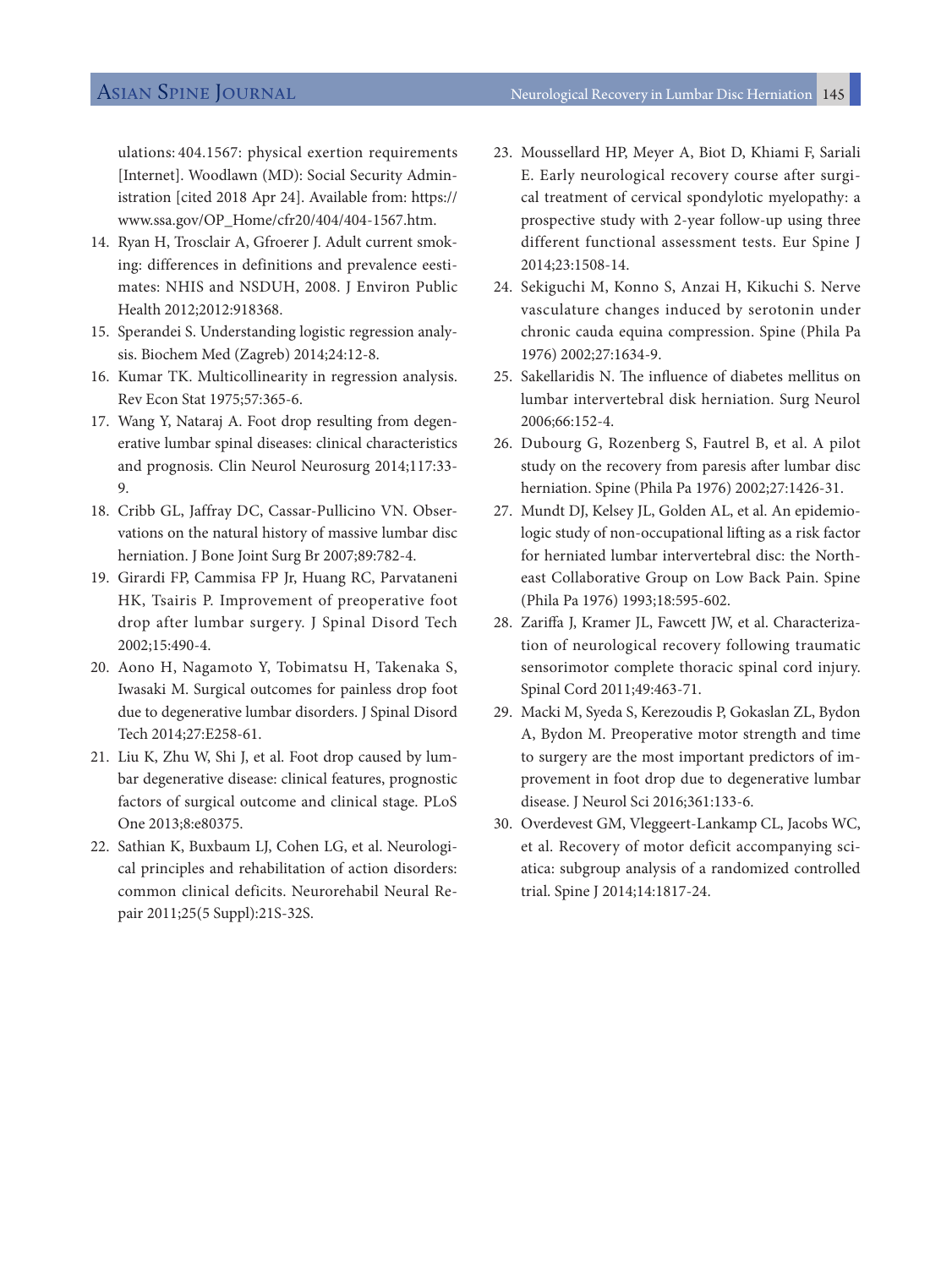ulations: 404.1567: physical exertion requirements [Internet]. Woodlawn (MD): Social Security Administration [cited 2018 Apr 24]. Available from: https://www.ssa.gov/OP_Home/cfr20/404/404-1567.htm.

14. Ryan H, Trosclair A, Gfroerer J. Adult current smoking: differences in definitions and prevalence eestimates: NHIS and NSDUH, 2008. J Environ Public Health 2012;2012:918368.
15. Sperandei S. Understanding logistic regression analysis. Biochem Med (Zagreb) 2014;24:12-8.
16. Kumar TK. Multicollinearity in regression analysis. Rev Econ Stat 1975;57:365-6.
17. Wang Y, Nataraj A. Foot drop resulting from degenerative lumbar spinal diseases: clinical characteristics and prognosis. Clin Neurol Neurosurg 2014;117:33-9.
18. Cribb GL, Jaffray DC, Cassar-Pullicino VN. Observations on the natural history of massive lumbar disc herniation. J Bone Joint Surg Br 2007;89:782-4.
19. Girardi FP, Cammisa FP Jr, Huang RC, Parvataneni HK, Tsairis P. Improvement of preoperative foot drop after lumbar surgery. J Spinal Disord Tech 2002;15:490-4.
20. Aono H, Nagamoto Y, Tobimatsu H, Takenaka S, Iwasaki M. Surgical outcomes for painless drop foot due to degenerative lumbar disorders. J Spinal Disord Tech 2014;27:E258-61.
21. Liu K, Zhu W, Shi J, et al. Foot drop caused by lumbar degenerative disease: clinical features, prognostic factors of surgical outcome and clinical stage. PLoS One 2013;8:e80375.
22. Sathian K, Buxbaum LJ, Cohen LG, et al. Neurological principles and rehabilitation of action disorders: common clinical deficits. Neurorehabil Neural Repair 2011;25(5 Suppl):21S-32S.
23. Moussellard HP, Meyer A, Biot D, Khiami F, Sariali E. Early neurological recovery course after surgical treatment of cervical spondylotic myelopathy: a prospective study with 2-year follow-up using three different functional assessment tests. Eur Spine J 2014;23:1508-14.
24. Sekiguchi M, Konno S, Anzai H, Kikuchi S. Nerve vasculature changes induced by serotonin under chronic cauda equina compression. Spine (Phila Pa 1976) 2002;27:1634-9.
25. Sakellaridis N. The influence of diabetes mellitus on lumbar intervertebral disk herniation. Surg Neurol 2006;66:152-4.
26. Dubourg G, Rozenberg S, Fautrel B, et al. A pilot study on the recovery from paresis after lumbar disc herniation. Spine (Phila Pa 1976) 2002;27:1426-31.
27. Mundt DJ, Kelsey JL, Golden AL, et al. An epidemiologic study of non-occupational lifting as a risk factor for herniated lumbar intervertebral disc: the Northeast Collaborative Group on Low Back Pain. Spine (Phila Pa 1976) 1993;18:595-602.
28. Zariffa J, Kramer JL, Fawcett JW, et al. Characterization of neurological recovery following traumatic sensorimotor complete thoracic spinal cord injury. Spinal Cord 2011;49:463-71.
29. Macki M, Syeda S, Kerezoudis P, Gokaslan ZL, Bydon A, Bydon M. Preoperative motor strength and time to surgery are the most important predictors of improvement in foot drop due to degenerative lumbar disease. J Neurol Sci 2016;361:133-6.
30. Overdevest GM, Vleggeert-Lankamp CL, Jacobs WC, et al. Recovery of motor deficit accompanying sciatica: subgroup analysis of a randomized controlled trial. Spine J 2014;14:1817-24.